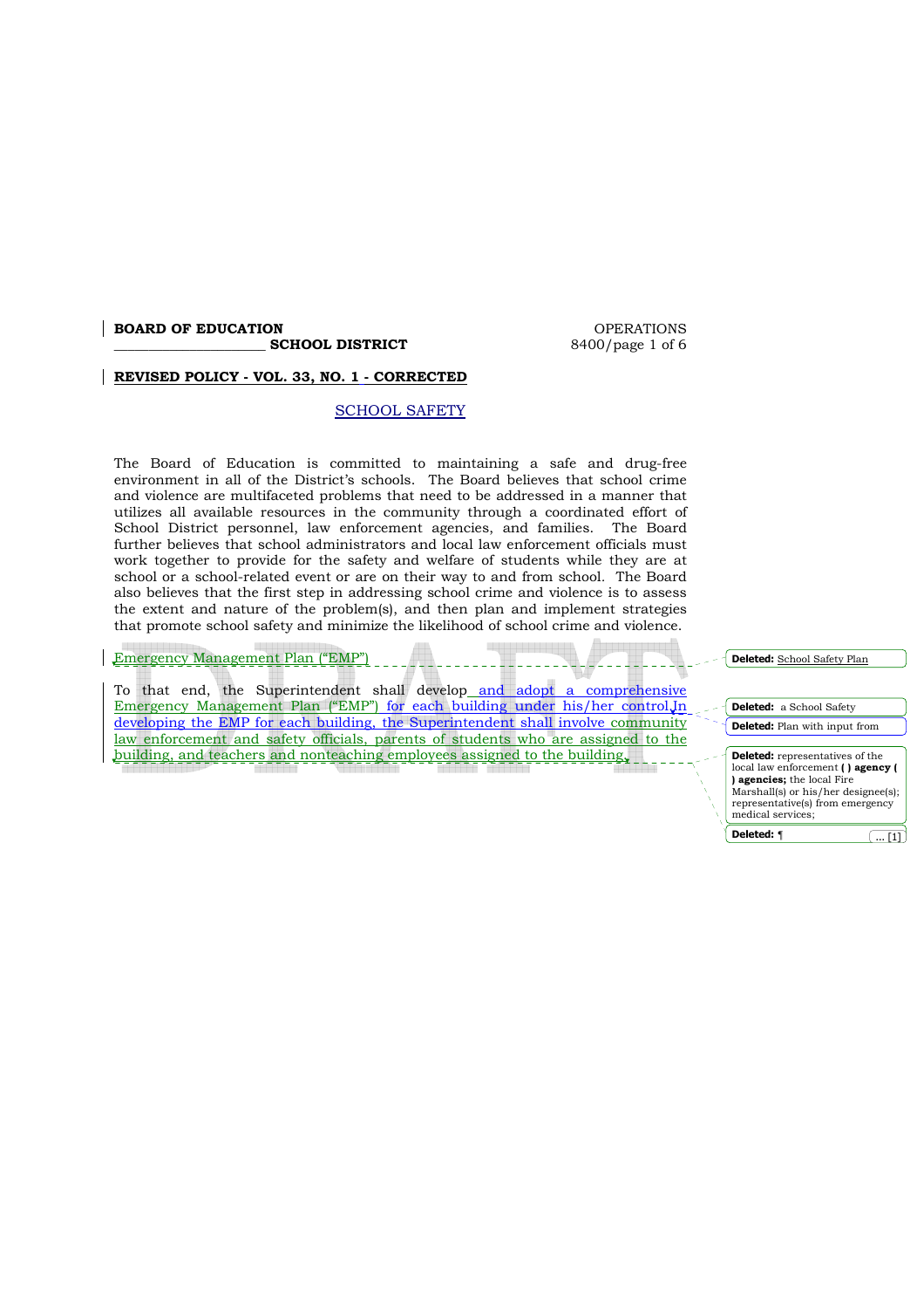**BOARD OF EDUCATION**
**_____________________ SCHOOL DISTRICT**

OPERATIONS
8400

**REVISED POLICY - VOL. 33, NO. 1 - CORRECTED**

# SCHOOL SAFETY

The Board of Education is committed to maintaining a safe and drug-free environment in all of the District's schools. The Board believes that school crime and violence are multifaceted problems that need to be addressed in a manner that utilizes all available resources in the community through a coordinated effort of School District personnel, law enforcement agencies, and families. The Board further believes that school administrators and local law enforcement officials must work together to provide for the safety and welfare of students while they are at school or a school-related event or are on their way to and from school. The Board also believes that the first step in addressing school crime and violence is to assess the extent and nature of the problem(s), and then plan and implement strategies that promote school safety and minimize the likelihood of school crime and violence.

## Emergency Management Plan ("EMP")

To that end, the Superintendent shall develop and adopt a comprehensive Emergency Management Plan ("EMP") for each building under his/her control. In developing the EMP for each building, the Superintendent shall involve community law enforcement and safety officials, parents of students who are assigned to the building, and teachers and nonteaching employees assigned to the building.

Deleted: School Safety Plan

Deleted: a School Safety

Deleted: Plan with input from

Deleted: representatives of the local law enforcement **( ) agency ( ) agencies;** the local Fire Marshall(s) or his/her designee(s); representative(s) from emergency medical services;

Deleted: ¶ ... [1]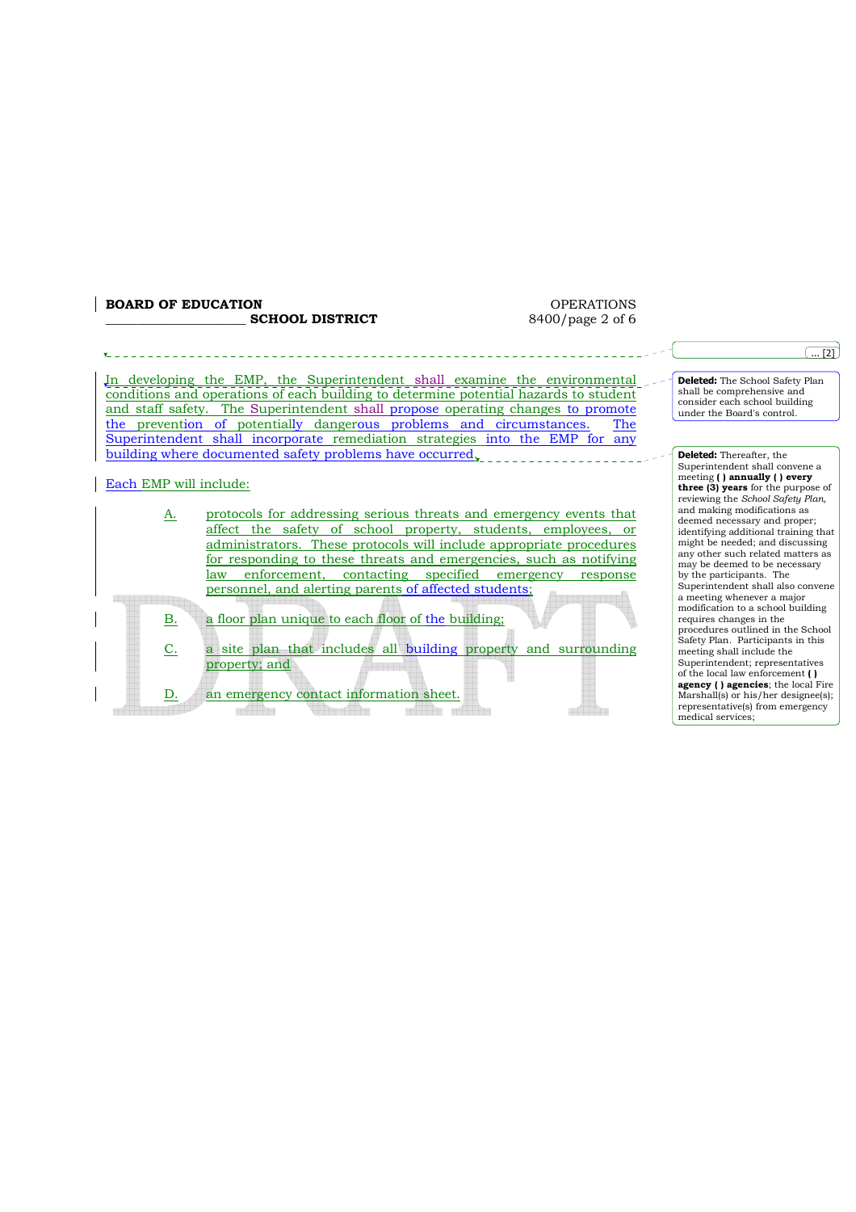In developing the EMP, the Superintendent shall examine the environmental conditions and operations of each building to determine potential hazards to student and staff safety. The Superintendent shall propose operating changes to promote the prevention of potentially dangerous problems and circumstances. The Superintendent shall incorporate remediation strategies into the EMP for any building where documented safety problems have occurred.

Each EMP will include:

A. protocols for addressing serious threats and emergency events that affect the safety of school property, students, employees, or administrators. These protocols will include appropriate procedures for responding to these threats and emergencies, such as notifying law enforcement, contacting specified emergency response personnel, and alerting parents of affected students;

B. a floor plan unique to each floor of the building;

C. a site plan that includes all building property and surrounding property; and

D. an emergency contact information sheet.

**Deleted:** The School Safety Plan shall be comprehensive and consider each school building under the Board's control.

**Deleted:** Thereafter, the Superintendent shall convene a meeting **( ) annually ( ) every three (3) years** for the purpose of reviewing the *School Safety Plan*, and making modifications as deemed necessary and proper; identifying additional training that might be needed; and discussing any other such related matters as may be deemed to be necessary by the participants. The Superintendent shall also convene a meeting whenever a major modification to a school building requires changes in the procedures outlined in the School Safety Plan. Participants in this meeting shall include the Superintendent; representatives of the local law enforcement **( ) agency ( ) agencies**; the local Fire Marshall(s) or his/her designee(s); representative(s) from emergency medical services;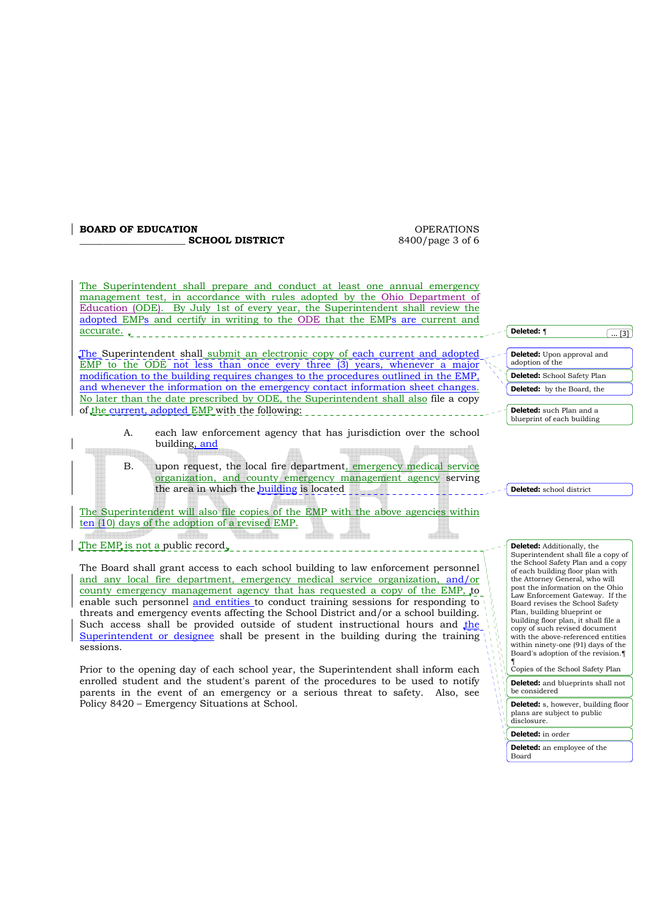The Superintendent shall prepare and conduct at least one annual emergency management test, in accordance with rules adopted by the Ohio Department of Education (ODE). By July 1st of every year, the Superintendent shall review the adopted EMPs and certify in writing to the ODE that the EMPs are current and accurate.

The Superintendent shall submit an electronic copy of each current and adopted EMP to the ODE not less than once every three (3) years, whenever a major modification to the building requires changes to the procedures outlined in the EMP, and whenever the information on the emergency contact information sheet changes. No later than the date prescribed by ODE, the Superintendent shall also file a copy of the current, adopted EMP with the following:

A. each law enforcement agency that has jurisdiction over the school building, and

B. upon request, the local fire department, emergency medical service organization, and county emergency management agency serving the area in which the building is located

The Superintendent will also file copies of the EMP with the above agencies within ten (10) days of the adoption of a revised EMP.

The EMP is not a public record.

The Board shall grant access to each school building to law enforcement personnel and any local fire department, emergency medical service organization, and/or county emergency management agency that has requested a copy of the EMP, to enable such personnel and entities to conduct training sessions for responding to threats and emergency events affecting the School District and/or a school building. Such access shall be provided outside of student instructional hours and the Superintendent or designee shall be present in the building during the training sessions.

Prior to the opening day of each school year, the Superintendent shall inform each enrolled student and the student's parent of the procedures to be used to notify parents in the event of an emergency or a serious threat to safety. Also, see Policy 8420 – Emergency Situations at School.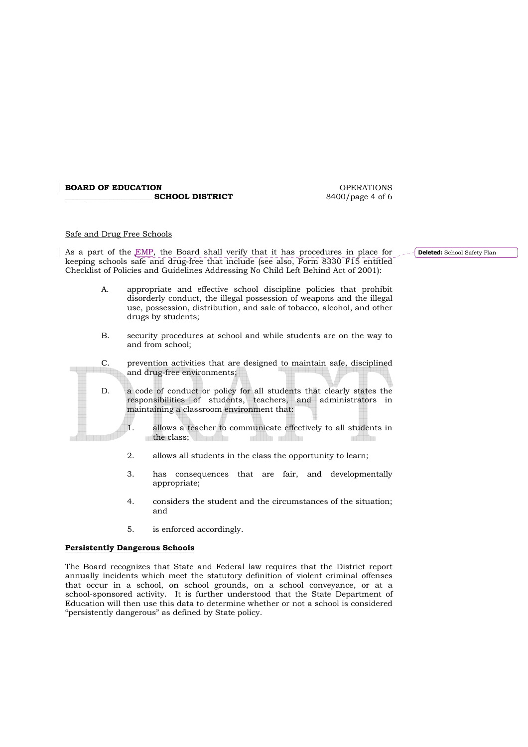Safe and Drug Free Schools

As a part of the EMP, the Board shall verify that it has procedures in place for keeping schools safe and drug-free that include (see also, Form 8330 F15 entitled Checklist of Policies and Guidelines Addressing No Child Left Behind Act of 2001):

A. appropriate and effective school discipline policies that prohibit disorderly conduct, the illegal possession of weapons and the illegal use, possession, distribution, and sale of tobacco, alcohol, and other drugs by students;

B. security procedures at school and while students are on the way to and from school;

C. prevention activities that are designed to maintain safe, disciplined and drug-free environments;

D. a code of conduct or policy for all students that clearly states the responsibilities of students, teachers, and administrators in maintaining a classroom environment that:

   1. allows a teacher to communicate effectively to all students in the class;

   2. allows all students in the class the opportunity to learn;

   3. has consequences that are fair, and developmentally appropriate;

   4. considers the student and the circumstances of the situation; and

   5. is enforced accordingly.

**Persistently Dangerous Schools**

The Board recognizes that State and Federal law requires that the District report annually incidents which meet the statutory definition of violent criminal offenses that occur in a school, on school grounds, on a school conveyance, or at a school-sponsored activity. It is further understood that the State Department of Education will then use this data to determine whether or not a school is considered "persistently dangerous" as defined by State policy.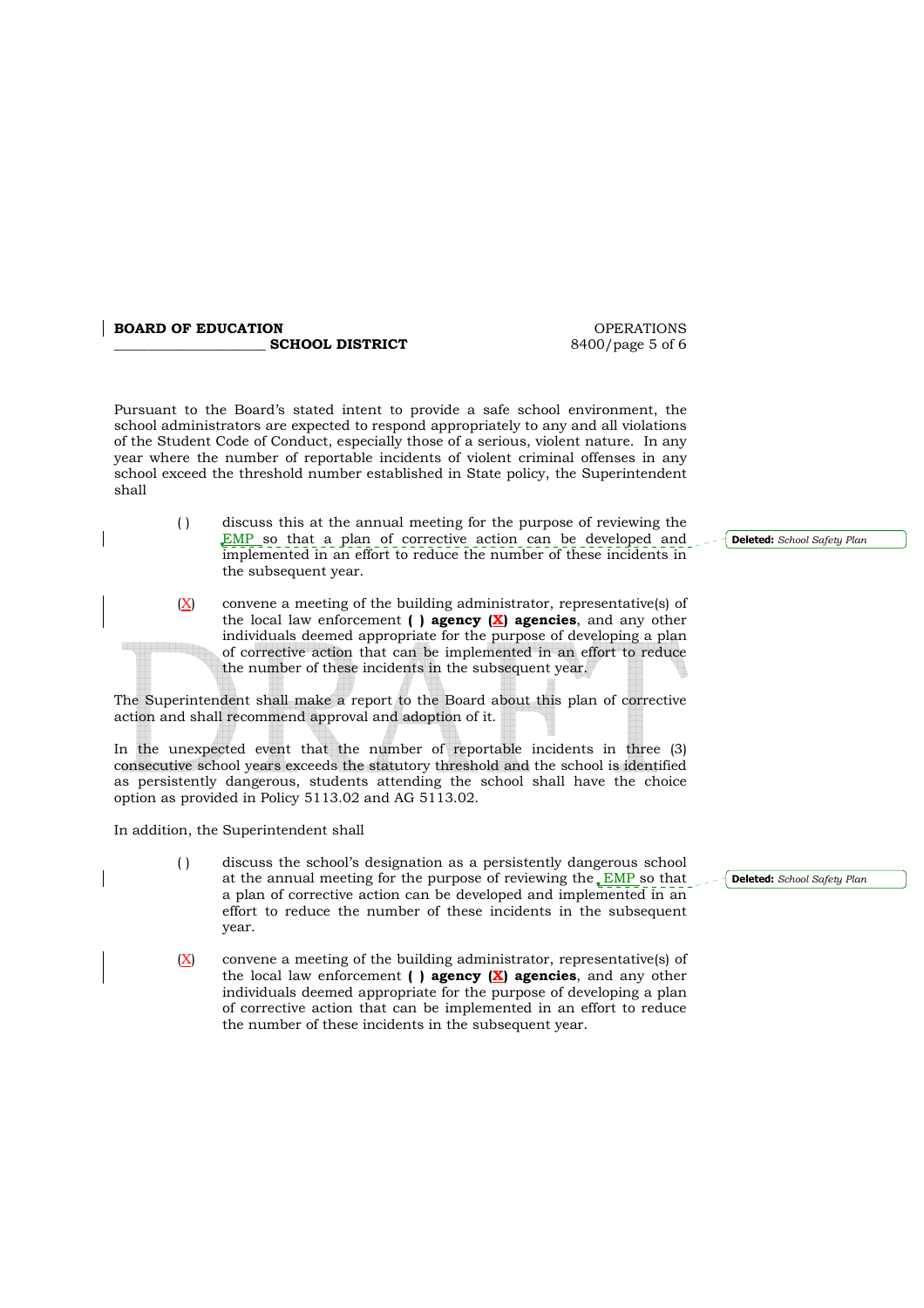Pursuant to the Board's stated intent to provide a safe school environment, the school administrators are expected to respond appropriately to any and all violations of the Student Code of Conduct, especially those of a serious, violent nature. In any year where the number of reportable incidents of violent criminal offenses in any school exceed the threshold number established in State policy, the Superintendent shall

( ) discuss this at the annual meeting for the purpose of reviewing the EMP so that a plan of corrective action can be developed and implemented in an effort to reduce the number of these incidents in the subsequent year.

(X) convene a meeting of the building administrator, representative(s) of the local law enforcement **( ) agency (X) agencies**, and any other individuals deemed appropriate for the purpose of developing a plan of corrective action that can be implemented in an effort to reduce the number of these incidents in the subsequent year.

The Superintendent shall make a report to the Board about this plan of corrective action and shall recommend approval and adoption of it.

In the unexpected event that the number of reportable incidents in three (3) consecutive school years exceeds the statutory threshold and the school is identified as persistently dangerous, students attending the school shall have the choice option as provided in Policy 5113.02 and AG 5113.02.

In addition, the Superintendent shall

( ) discuss the school's designation as a persistently dangerous school at the annual meeting for the purpose of reviewing the EMP so that a plan of corrective action can be developed and implemented in an effort to reduce the number of these incidents in the subsequent year.

(X) convene a meeting of the building administrator, representative(s) of the local law enforcement **( ) agency (X) agencies**, and any other individuals deemed appropriate for the purpose of developing a plan of corrective action that can be implemented in an effort to reduce the number of these incidents in the subsequent year.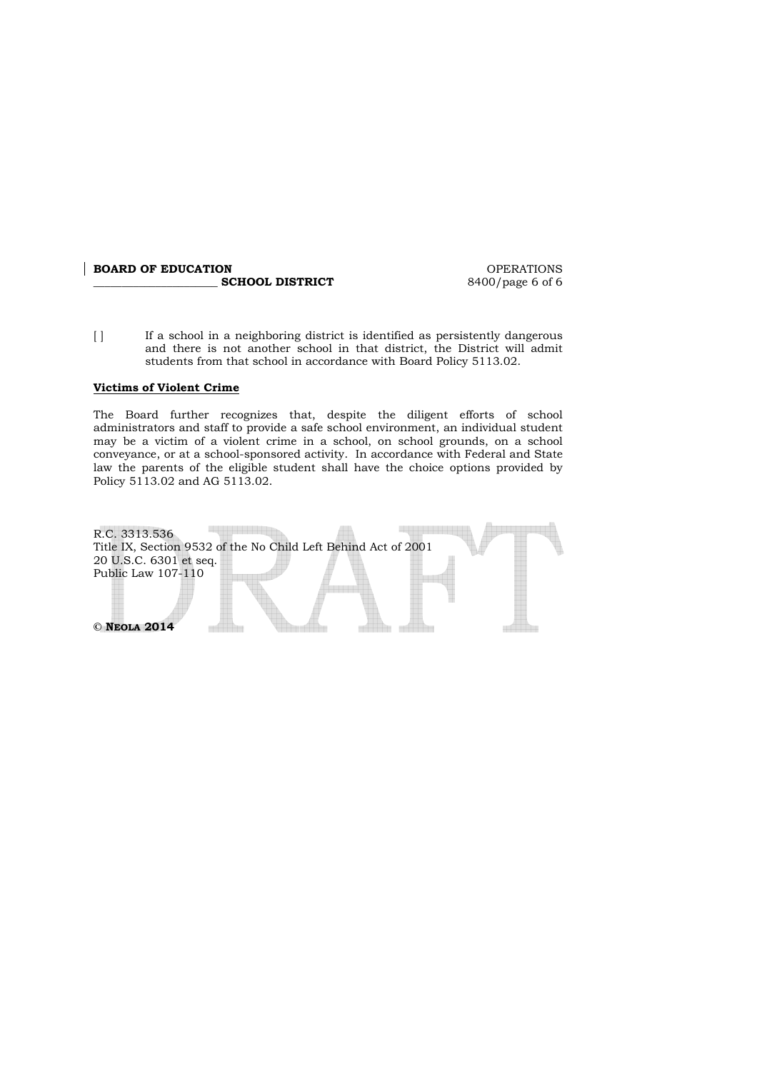[ ] If a school in a neighboring district is identified as persistently dangerous and there is not another school in that district, the District will admit students from that school in accordance with Board Policy 5113.02.

**Victims of Violent Crime**

The Board further recognizes that, despite the diligent efforts of school administrators and staff to provide a safe school environment, an individual student may be a victim of a violent crime in a school, on school grounds, on a school conveyance, or at a school-sponsored activity. In accordance with Federal and State law the parents of the eligible student shall have the choice options provided by Policy 5113.02 and AG 5113.02.

R.C. 3313.536
Title IX, Section 9532 of the No Child Left Behind Act of 2001
20 U.S.C. 6301 et seq.
Public Law 107-110

© **NEOLA 2014**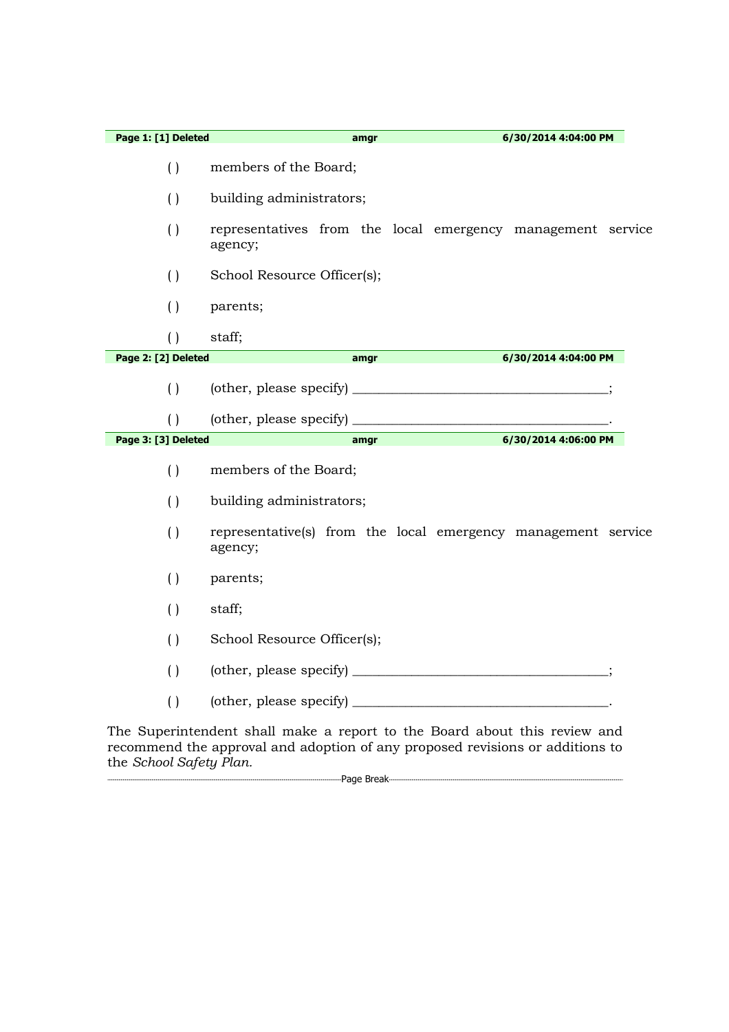**Page 1: [1] Deleted** | **amgr** | **6/30/2014 4:04:00 PM**

( ) members of the Board;

( ) building administrators;

( ) representatives from the local emergency management service agency;

( ) School Resource Officer(s);

( ) parents;

( ) staff;

**Page 2: [2] Deleted** | **amgr** | **6/30/2014 4:04:00 PM**

( ) (other, please specify) ______________________________________;

( ) (other, please specify) ______________________________________.

**Page 3: [3] Deleted** | **amgr** | **6/30/2014 4:06:00 PM**

( ) members of the Board;

( ) building administrators;

( ) representative(s) from the local emergency management service agency;

( ) parents;

( ) staff;

( ) School Resource Officer(s);

( ) (other, please specify) ______________________________________;

( ) (other, please specify) ______________________________________.

The Superintendent shall make a report to the Board about this review and recommend the approval and adoption of any proposed revisions or additions to the *School Safety Plan.*